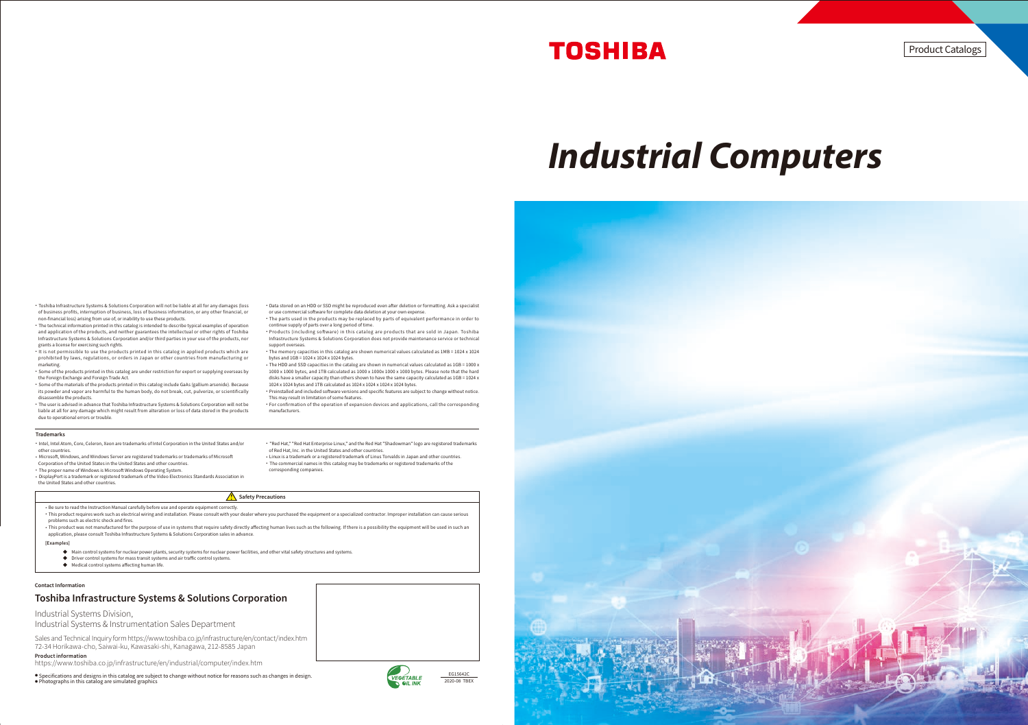TOSHIBA

Product Catalogs

# Industrial Computers

- Toshiba Infrastructure Systems & Solutions Corporation will not be liable at all for any damages (loss of business profits, interruption of business, loss of business information, or any other financial, or non-financial loss) arising from use of, or inability to use these products.
- The technical information printed in this catalog is intended to describe typical examples of operation and application of the products, and neither guarantees the intellectual or other rights of Toshiba Infrastructure Systems & Solutions Corporation and/or third parties in your use of the products, nor grants a license for exercising such rights.
- It is not permissible to use the products printed in this catalog in applied products which are prohibited by laws, regulations, or orders in Japan or other countries from manufacturing or marketing.
- Some of the products printed in this catalog are under restriction for export or supplying overseas by the Foreign Exchange and Foreign Trade Act.
- Some of the materials of the products printed in this catalog include GaAs (gallium arsenide). Because its powder and vapor are harmful to the human body, do not break, cut, pulverize, or scientifically disassemble the products.
- The user is advised in advance that Toshiba Infrastructure Systems & Solutions Corporation will not be liable at all for any damage which might result from alteration or loss of data stored in the products due to operational errors or trouble.
- Data stored on an HDD or SSD might be reproduced even after deletion or formatting. Ask a specialist or use commercial software for complete data deletion at your own expense.
- The parts used in the products may be replaced by parts of equivalent performance in order to continue supply of parts over a long period of time.
- Products (including software) in this catalog are products that are sold in Japan. Toshiba Infrastructure Systems & Solutions Corporation does not provide maintenance service or technical support overseas.
- The memory capacities in this catalog are shown numerical values calculated as 1MB = 1024 x 1024 bytes and 1GB = 1024 x 1024 x 1024 bytes.
- The HDD and SSD capacities in the catalog are shown in numerical values calculated as 1GB = 1000 x 1000 x 1000 bytes, and 1TB calculated as 1000 x 1000x 1000 x 1000 bytes. Please note that the hard disks have a smaller capacity than others shown to have the same capacity calculated as 1GB = 1024 x 1024 x 1024 bytes and 1TB calculated as 1024 x 1024 x 1024 x 1024 bytes.
- Preinstalled and included software versions and specific features are subject to change without notice. This may result in limitation of some features.
- For confirmation of the operation of expansion devices and applications, call the corresponding manufacturers.

**Trademarks**

- Intel, Intel Atom, Core, Celeron, Xeon are trademarks of Intel Corporation in the United States and/or other countries.
- Microsoft, Windows, and Windows Server are registered trademarks or trademarks of Microsoft Corporation of the United States in the United States and other countries.
- The proper name of Windows is Microsoft Windows Operating System.
- DisplayPort is a trademark or registered trademark of the Video Electronics Standards Association in the United States and other countries.
- "Red Hat," "Red Hat Enterprise Linux," and the Red Hat "Shadowman" logo are registered trademarks of Red Hat, Inc. in the United States and other countries.
- Linux is a trademark or a registered trademark of Linus Torvalds in Japan and other countries.
- The commercial names in this catalog may be trademarks or registered trademarks of the corresponding companies.

**Safety Precautions**

- Be sure to read the Instruction Manual carefully before use and operate equipment correctly.
- This product requires work such as electrical wiring and installation. Please consult with your dealer where you purchased the equipment or a specialized contractor. Improper installation can cause serious problems such as electric shock and fires.
- This product was not manufactured for the purpose of use in systems that require safety directly affecting human lives such as the following. If there is a possibility the equipment will be used in such an application, please consult Toshiba Infrastructure Systems & Solutions Corporation sales in advance.

[Examples]

- Main control systems for nuclear power plants, security systems for nuclear power facilities, and other vital safety structures and systems.
- Driver control systems for mass transit systems and air traffic control systems.
- Medical control systems affecting human life.

**Contact Information**

## Toshiba Infrastructure Systems & Solutions Corporation

Industrial Systems Division,
Industrial Systems & Instrumentation Sales Department

Sales and Technical Inquiry form https://www.toshiba.co.jp/infrastructure/en/contact/index.htm
72-34 Horikawa-cho, Saiwai-ku, Kawasaki-shi, Kanagawa, 212-8585 Japan

**Product information**
https://www.toshiba.co.jp/infrastructure/en/industrial/computer/index.htm

- Specifications and designs in this catalog are subject to change without notice for reasons such as changes in design.
- Photographs in this catalog are simulated graphics

VEGETABLE OIL INK

EG1564 2C
2020-08 TBEX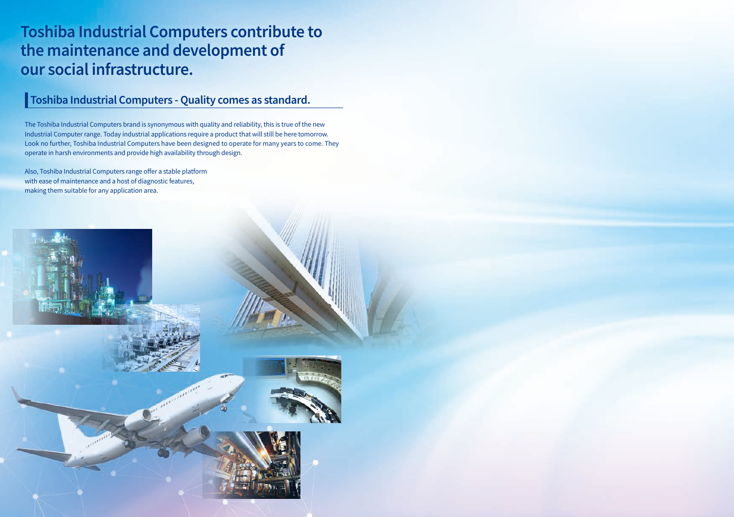# Toshiba Industrial Computers contribute to the maintenance and development of our social infrastructure.

## Toshiba Industrial Computers - Quality comes as standard.

The Toshiba Industrial Computers brand is synonymous with quality and reliability, this is true of the new Industrial Computer range. Today industrial applications require a product that will still be here tomorrow. Look no further, Toshiba Industrial Computers have been designed to operate for many years to come. They operate in harsh environments and provide high availability through design.

Also, Toshiba Industrial Computers range offer a stable platform with ease of maintenance and a host of diagnostic features, making them suitable for any application area.